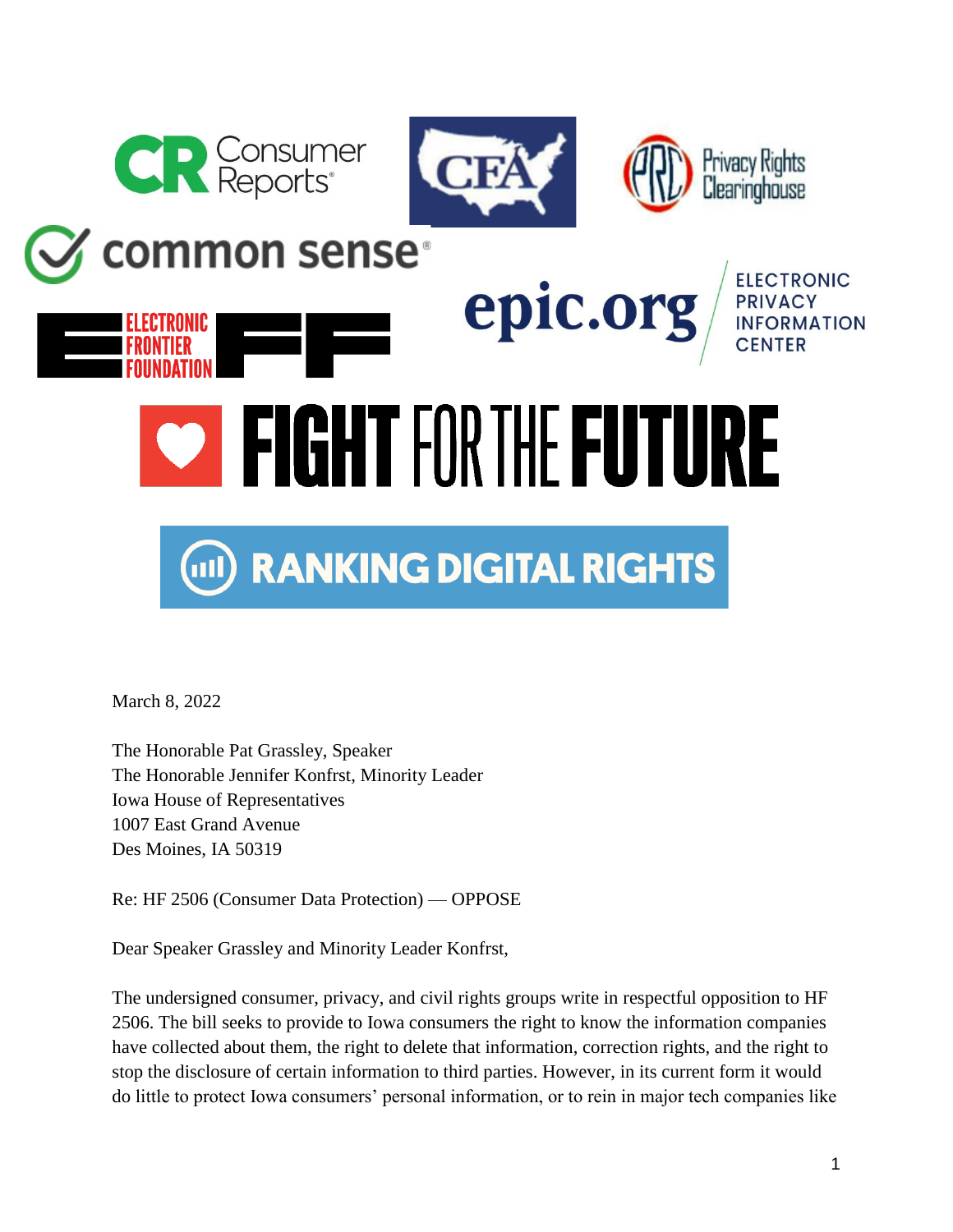March 8, 2022

The Honorable Pat Grassley, Speaker
The Honorable Jennifer Konfrst, Minority Leader
Iowa House of Representatives
1007 East Grand Avenue
Des Moines, IA 50319

Re: HF 2506 (Consumer Data Protection) — OPPOSE

Dear Speaker Grassley and Minority Leader Konfrst,

The undersigned consumer, privacy, and civil rights groups write in respectful opposition to HF 2506. The bill seeks to provide to Iowa consumers the right to know the information companies have collected about them, the right to delete that information, correction rights, and the right to stop the disclosure of certain information to third parties. However, in its current form it would do little to protect Iowa consumers' personal information, or to rein in major tech companies like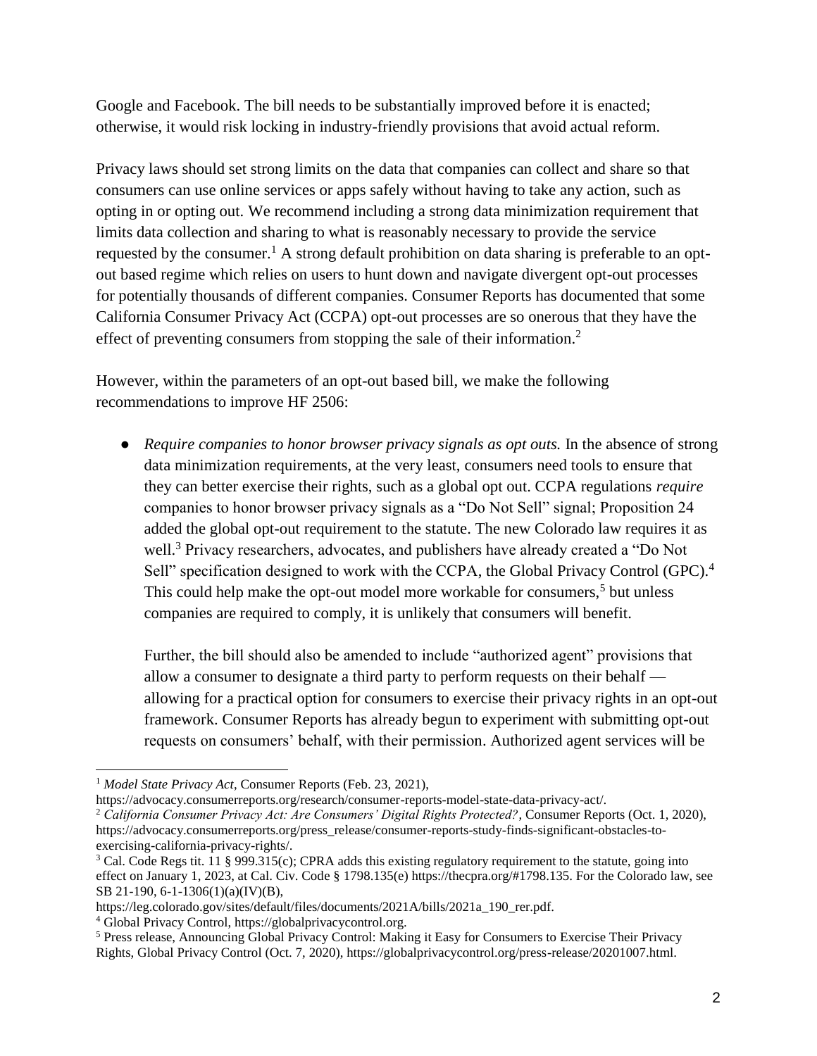Google and Facebook. The bill needs to be substantially improved before it is enacted; otherwise, it would risk locking in industry-friendly provisions that avoid actual reform.

Privacy laws should set strong limits on the data that companies can collect and share so that consumers can use online services or apps safely without having to take any action, such as opting in or opting out. We recommend including a strong data minimization requirement that limits data collection and sharing to what is reasonably necessary to provide the service requested by the consumer.[1] A strong default prohibition on data sharing is preferable to an opt-out based regime which relies on users to hunt down and navigate divergent opt-out processes for potentially thousands of different companies. Consumer Reports has documented that some California Consumer Privacy Act (CCPA) opt-out processes are so onerous that they have the effect of preventing consumers from stopping the sale of their information.[2]

However, within the parameters of an opt-out based bill, we make the following recommendations to improve HF 2506:

- *Require companies to honor browser privacy signals as opt outs.* In the absence of strong data minimization requirements, at the very least, consumers need tools to ensure that they can better exercise their rights, such as a global opt out. CCPA regulations *require* companies to honor browser privacy signals as a "Do Not Sell" signal; Proposition 24 added the global opt-out requirement to the statute. The new Colorado law requires it as well.[3] Privacy researchers, advocates, and publishers have already created a "Do Not Sell" specification designed to work with the CCPA, the Global Privacy Control (GPC).[4] This could help make the opt-out model more workable for consumers,[5] but unless companies are required to comply, it is unlikely that consumers will benefit.

  Further, the bill should also be amended to include "authorized agent" provisions that allow a consumer to designate a third party to perform requests on their behalf — allowing for a practical option for consumers to exercise their privacy rights in an opt-out framework. Consumer Reports has already begun to experiment with submitting opt-out requests on consumers' behalf, with their permission. Authorized agent services will be

---

[1] *Model State Privacy Act*, Consumer Reports (Feb. 23, 2021), https://advocacy.consumerreports.org/research/consumer-reports-model-state-data-privacy-act/.

[2] *California Consumer Privacy Act: Are Consumers' Digital Rights Protected?*, Consumer Reports (Oct. 1, 2020), https://advocacy.consumerreports.org/press_release/consumer-reports-study-finds-significant-obstacles-to-exercising-california-privacy-rights/.

[3] Cal. Code Regs tit. 11 § 999.315(c); CPRA adds this existing regulatory requirement to the statute, going into effect on January 1, 2023, at Cal. Civ. Code § 1798.135(e) https://thecpra.org/#1798.135. For the Colorado law, see SB 21-190, 6-1-1306(1)(a)(IV)(B), https://leg.colorado.gov/sites/default/files/documents/2021A/bills/2021a_190_rer.pdf.

[4] Global Privacy Control, https://globalprivacycontrol.org.

[5] Press release, Announcing Global Privacy Control: Making it Easy for Consumers to Exercise Their Privacy Rights, Global Privacy Control (Oct. 7, 2020), https://globalprivacycontrol.org/press-release/20201007.html.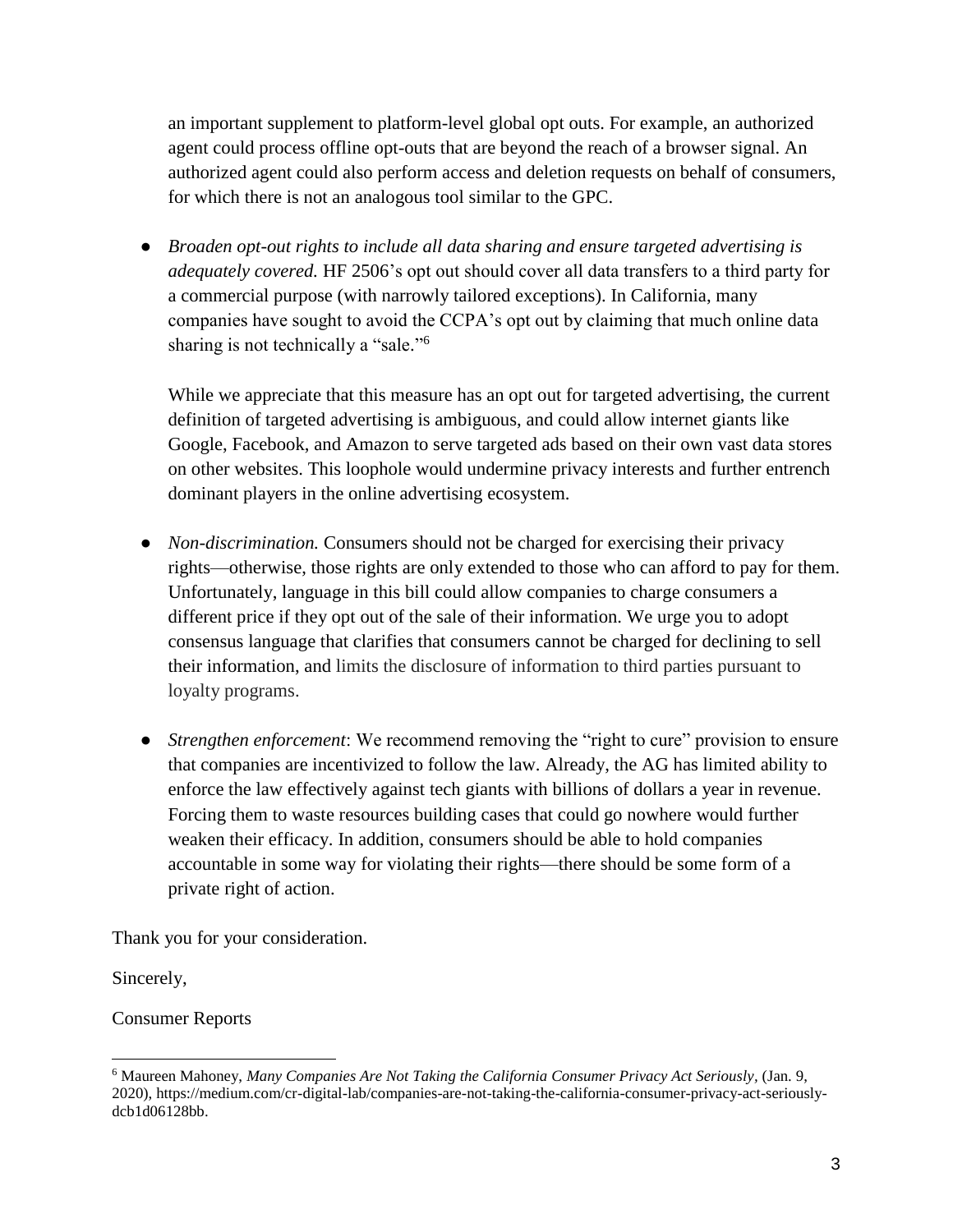an important supplement to platform-level global opt outs. For example, an authorized agent could process offline opt-outs that are beyond the reach of a browser signal. An authorized agent could also perform access and deletion requests on behalf of consumers, for which there is not an analogous tool similar to the GPC.

- *Broaden opt-out rights to include all data sharing and ensure targeted advertising is adequately covered.* HF 2506's opt out should cover all data transfers to a third party for a commercial purpose (with narrowly tailored exceptions). In California, many companies have sought to avoid the CCPA's opt out by claiming that much online data sharing is not technically a "sale."[6]

  While we appreciate that this measure has an opt out for targeted advertising, the current definition of targeted advertising is ambiguous, and could allow internet giants like Google, Facebook, and Amazon to serve targeted ads based on their own vast data stores on other websites. This loophole would undermine privacy interests and further entrench dominant players in the online advertising ecosystem.

- *Non-discrimination.* Consumers should not be charged for exercising their privacy rights—otherwise, those rights are only extended to those who can afford to pay for them. Unfortunately, language in this bill could allow companies to charge consumers a different price if they opt out of the sale of their information. We urge you to adopt consensus language that clarifies that consumers cannot be charged for declining to sell their information, and limits the disclosure of information to third parties pursuant to loyalty programs.

- *Strengthen enforcement*: We recommend removing the "right to cure" provision to ensure that companies are incentivized to follow the law. Already, the AG has limited ability to enforce the law effectively against tech giants with billions of dollars a year in revenue. Forcing them to waste resources building cases that could go nowhere would further weaken their efficacy. In addition, consumers should be able to hold companies accountable in some way for violating their rights—there should be some form of a private right of action.

Thank you for your consideration.

Sincerely,

Consumer Reports

---

[6] Maureen Mahoney, *Many Companies Are Not Taking the California Consumer Privacy Act Seriously*, (Jan. 9, 2020), https://medium.com/cr-digital-lab/companies-are-not-taking-the-california-consumer-privacy-act-seriously-dcb1d06128bb.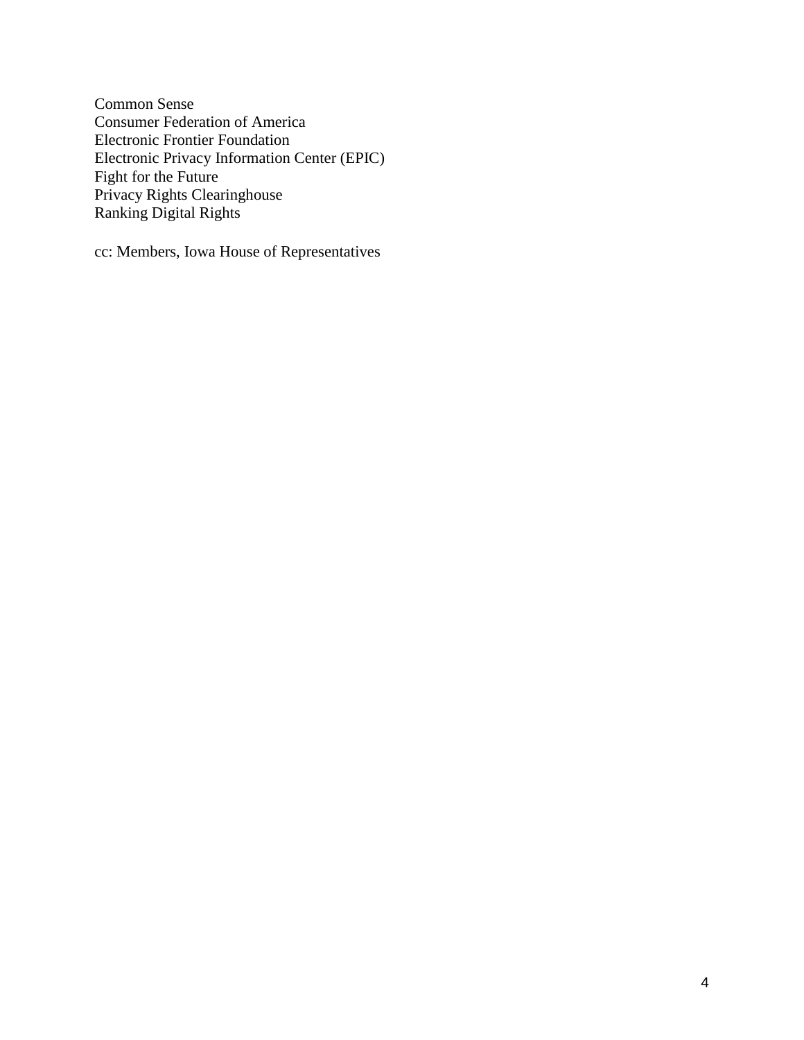Common Sense
Consumer Federation of America
Electronic Frontier Foundation
Electronic Privacy Information Center (EPIC)
Fight for the Future
Privacy Rights Clearinghouse
Ranking Digital Rights

cc: Members, Iowa House of Representatives